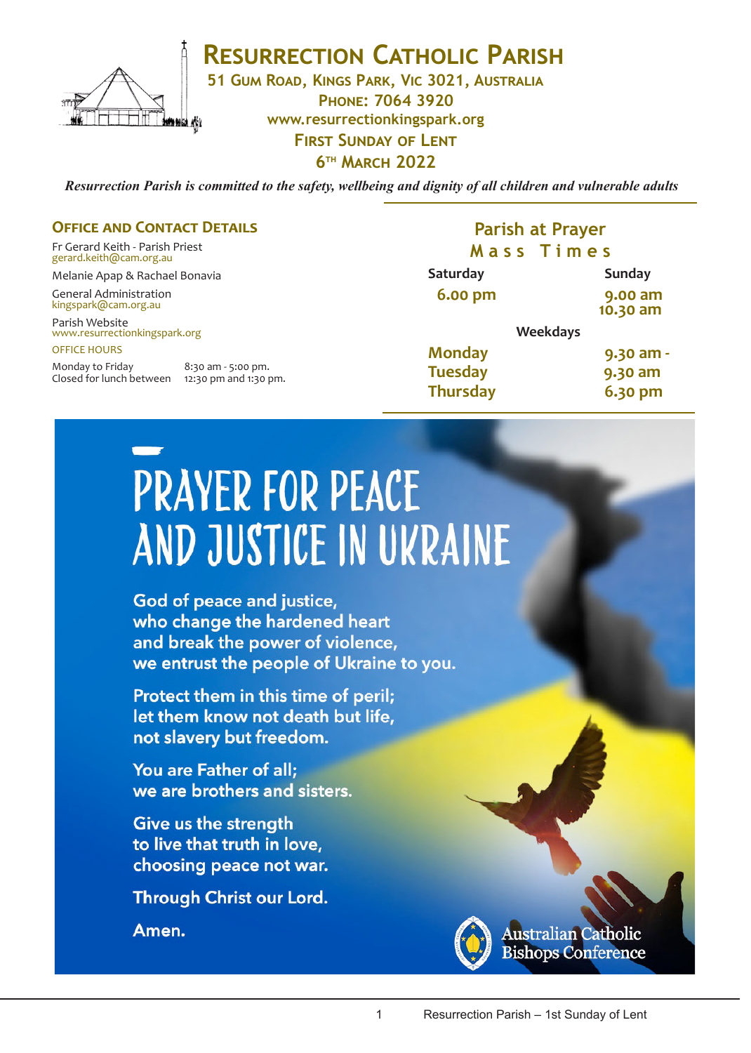# Resurrection Catholic Parish

**51 Gum Road, Kings Park, Vic 3021, Australia**
**Phone: 7064 3920**
**www.resurrectionkingspark.org**
**First Sunday of Lent**
**6th March 2022**

*Resurrection Parish is committed to the safety, wellbeing and dignity of all children and vulnerable adults*

## Office and Contact Details

Fr Gerard Keith - Parish Priest
gerard.keith@cam.org.au

Melanie Apap & Rachael Bonavia

General Administration
kingspark@cam.org.au

Parish Website
www.resurrectionkingspark.org

OFFICE HOURS

Monday to Friday 8:30 am - 5:00 pm.
Closed for lunch between 12:30 pm and 1:30 pm.

## Parish at Prayer

### Mass Times

| Saturday | Sunday |
|---|---|
| 6.00 pm | 9.00 am |
| | 10.30 am |

**Weekdays**

| | |
|---|---|
| Monday | 9.30 am - |
| Tuesday | 9.30 am |
| Thursday | 6.30 pm |

# PRAYER FOR PEACE AND JUSTICE IN UKRAINE

God of peace and justice,
who change the hardened heart
and break the power of violence,
we entrust the people of Ukraine to you.

Protect them in this time of peril;
let them know not death but life,
not slavery but freedom.

You are Father of all;
we are brothers and sisters.

Give us the strength
to live that truth in love,
choosing peace not war.

Through Christ our Lord.

Amen.

Australian Catholic Bishops Conference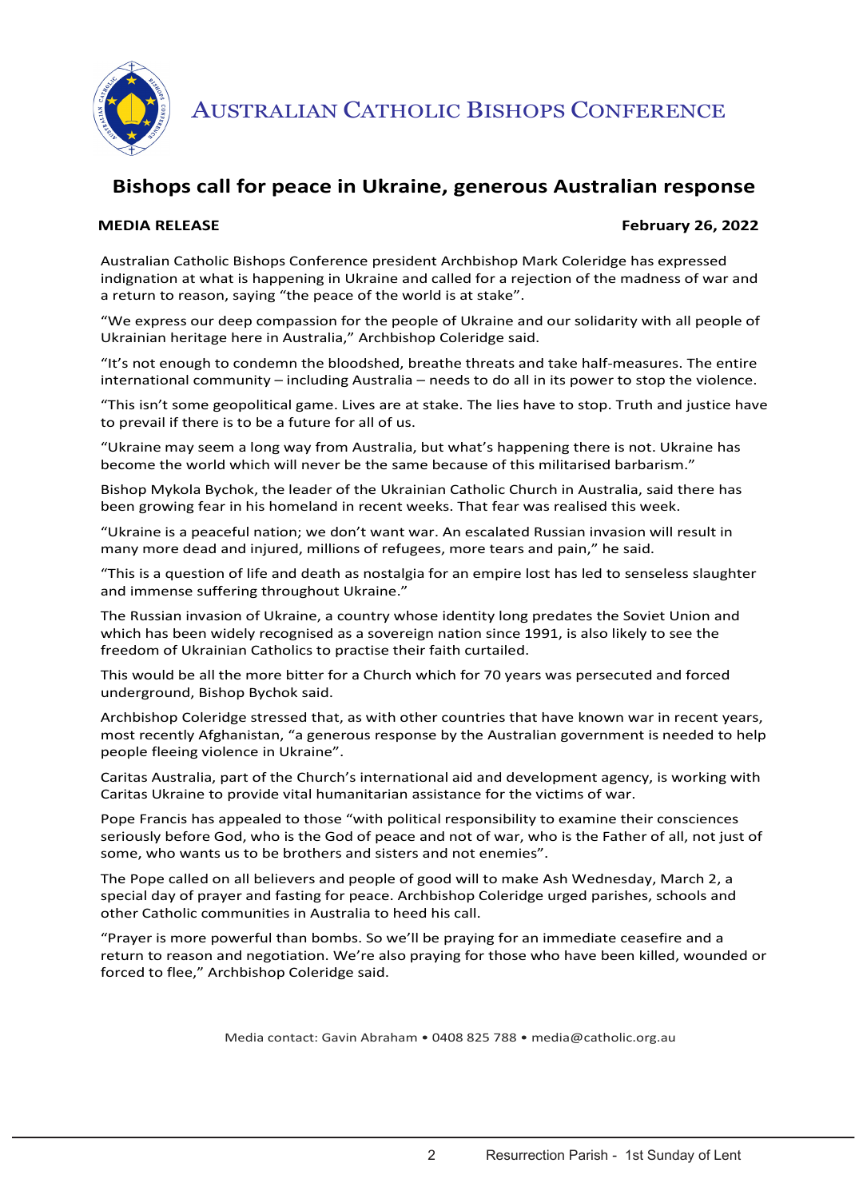AUSTRALIAN CATHOLIC BISHOPS CONFERENCE

# Bishops call for peace in Ukraine, generous Australian response

**MEDIA RELEASE** **February 26, 2022**

Australian Catholic Bishops Conference president Archbishop Mark Coleridge has expressed indignation at what is happening in Ukraine and called for a rejection of the madness of war and a return to reason, saying "the peace of the world is at stake".

"We express our deep compassion for the people of Ukraine and our solidarity with all people of Ukrainian heritage here in Australia," Archbishop Coleridge said.

"It's not enough to condemn the bloodshed, breathe threats and take half-measures. The entire international community – including Australia – needs to do all in its power to stop the violence.

"This isn't some geopolitical game. Lives are at stake. The lies have to stop. Truth and justice have to prevail if there is to be a future for all of us.

"Ukraine may seem a long way from Australia, but what's happening there is not. Ukraine has become the world which will never be the same because of this militarised barbarism."

Bishop Mykola Bychok, the leader of the Ukrainian Catholic Church in Australia, said there has been growing fear in his homeland in recent weeks. That fear was realised this week.

"Ukraine is a peaceful nation; we don't want war. An escalated Russian invasion will result in many more dead and injured, millions of refugees, more tears and pain," he said.

"This is a question of life and death as nostalgia for an empire lost has led to senseless slaughter and immense suffering throughout Ukraine."

The Russian invasion of Ukraine, a country whose identity long predates the Soviet Union and which has been widely recognised as a sovereign nation since 1991, is also likely to see the freedom of Ukrainian Catholics to practise their faith curtailed.

This would be all the more bitter for a Church which for 70 years was persecuted and forced underground, Bishop Bychok said.

Archbishop Coleridge stressed that, as with other countries that have known war in recent years, most recently Afghanistan, "a generous response by the Australian government is needed to help people fleeing violence in Ukraine".

Caritas Australia, part of the Church's international aid and development agency, is working with Caritas Ukraine to provide vital humanitarian assistance for the victims of war.

Pope Francis has appealed to those "with political responsibility to examine their consciences seriously before God, who is the God of peace and not of war, who is the Father of all, not just of some, who wants us to be brothers and sisters and not enemies".

The Pope called on all believers and people of good will to make Ash Wednesday, March 2, a special day of prayer and fasting for peace. Archbishop Coleridge urged parishes, schools and other Catholic communities in Australia to heed his call.

"Prayer is more powerful than bombs. So we'll be praying for an immediate ceasefire and a return to reason and negotiation. We're also praying for those who have been killed, wounded or forced to flee," Archbishop Coleridge said.

Media contact: Gavin Abraham • 0408 825 788 • media@catholic.org.au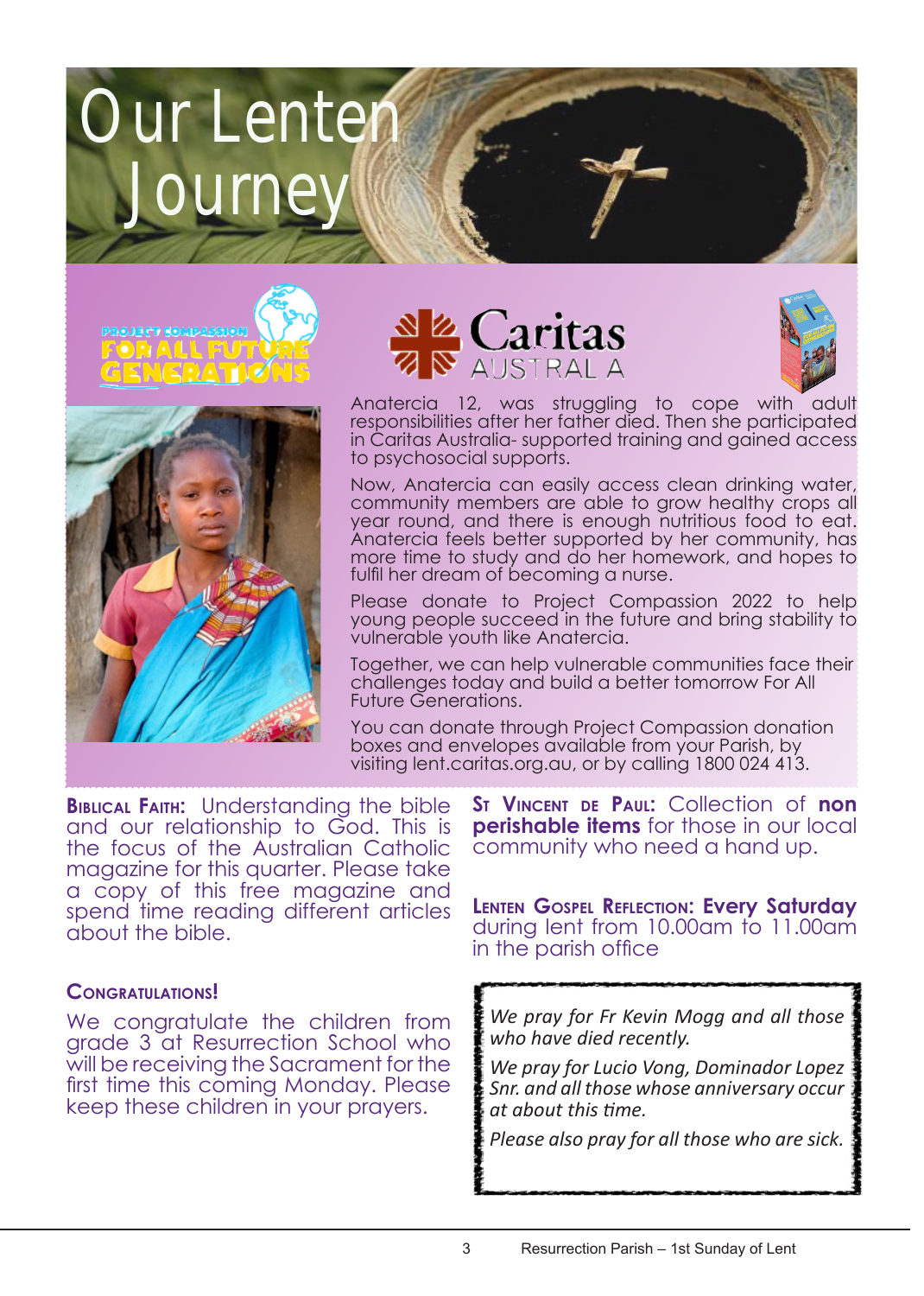# Our Lenten Journey

PROJECT COMPASSION FOR ALL FUTURE GENERATIONS

Caritas AUSTRALIA

Anatercia 12, was struggling to cope with adult responsibilities after her father died. Then she participated in Caritas Australia- supported training and gained access to psychosocial supports.

Now, Anatercia can easily access clean drinking water, community members are able to grow healthy crops all year round, and there is enough nutritious food to eat. Anatercia feels better supported by her community, has more time to study and do her homework, and hopes to fulfil her dream of becoming a nurse.

Please donate to Project Compassion 2022 to help young people succeed in the future and bring stability to vulnerable youth like Anatercia.

Together, we can help vulnerable communities face their challenges today and build a better tomorrow For All Future Generations.

You can donate through Project Compassion donation boxes and envelopes available from your Parish, by visiting lent.caritas.org.au, or by calling 1800 024 413.

**Biblical Faith:** Understanding the bible and our relationship to God. This is the focus of the Australian Catholic magazine for this quarter. Please take a copy of this free magazine and spend time reading different articles about the bible.

**Congratulations!**

We congratulate the children from grade 3 at Resurrection School who will be receiving the Sacrament for the first time this coming Monday. Please keep these children in your prayers.

**St Vincent de Paul:** Collection of **non perishable items** for those in our local community who need a hand up.

**Lenten Gospel Reflection: Every Saturday** during lent from 10.00am to 11.00am in the parish office

*We pray for Fr Kevin Mogg and all those who have died recently.*

*We pray for Lucio Vong, Dominador Lopez Snr. and all those whose anniversary occur at about this time.*

*Please also pray for all those who are sick.*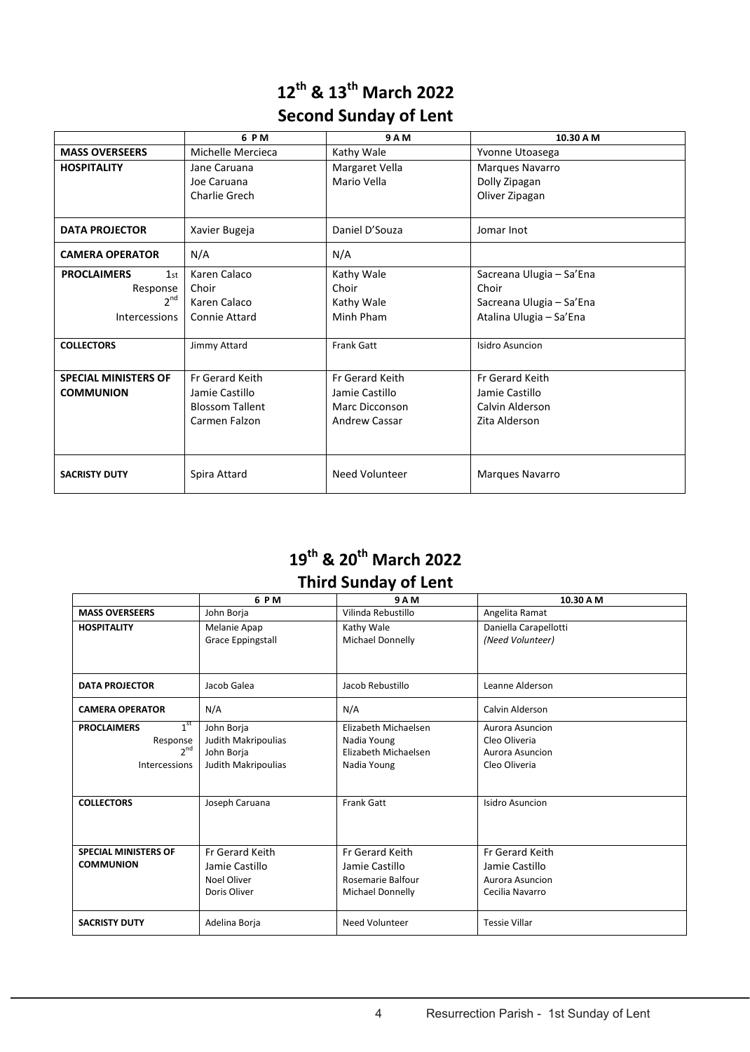# 12th & 13th March 2022

## Second Sunday of Lent

| | 6 P M | 9 A M | 10.30 A M |
|---|---|---|---|
| **MASS OVERSEERS** | Michelle Mercieca | Kathy Wale | Yvonne Utoasega |
| **HOSPITALITY** | Jane Caruana<br>Joe Caruana<br>Charlie Grech | Margaret Vella<br>Mario Vella | Marques Navarro<br>Dolly Zipagan<br>Oliver Zipagan |
| **DATA PROJECTOR** | Xavier Bugeja | Daniel D'Souza | Jomar Inot |
| **CAMERA OPERATOR** | N/A | N/A | |
| **PROCLAIMERS** 1st<br>Response<br>2nd<br>Intercessions | Karen Calaco<br>Choir<br>Karen Calaco<br>Connie Attard | Kathy Wale<br>Choir<br>Kathy Wale<br>Minh Pham | Sacreana Ulugia – Sa'Ena<br>Choir<br>Sacreana Ulugia – Sa'Ena<br>Atalina Ulugia – Sa'Ena |
| **COLLECTORS** | Jimmy Attard | Frank Gatt | Isidro Asuncion |
| **SPECIAL MINISTERS OF COMMUNION** | Fr Gerard Keith<br>Jamie Castillo<br>Blossom Tallent<br>Carmen Falzon | Fr Gerard Keith<br>Jamie Castillo<br>Marc Dicconson<br>Andrew Cassar | Fr Gerard Keith<br>Jamie Castillo<br>Calvin Alderson<br>Zita Alderson |
| **SACRISTY DUTY** | Spira Attard | Need Volunteer | Marques Navarro |

# 19th & 20th March 2022

## Third Sunday of Lent

| | 6 P M | 9 A M | 10.30 A M |
|---|---|---|---|
| **MASS OVERSEERS** | John Borja | Vilinda Rebustillo | Angelita Ramat |
| **HOSPITALITY** | Melanie Apap<br>Grace Eppingstall | Kathy Wale<br>Michael Donnelly | Daniella Carapellotti<br>*(Need Volunteer)* |
| **DATA PROJECTOR** | Jacob Galea | Jacob Rebustillo | Leanne Alderson |
| **CAMERA OPERATOR** | N/A | N/A | Calvin Alderson |
| **PROCLAIMERS** 1st<br>Response<br>2nd<br>Intercessions | John Borja<br>Judith Makripoulias<br>John Borja<br>Judith Makripoulias | Elizabeth Michaelsen<br>Nadia Young<br>Elizabeth Michaelsen<br>Nadia Young | Aurora Asuncion<br>Cleo Oliveria<br>Aurora Asuncion<br>Cleo Oliveria |
| **COLLECTORS** | Joseph Caruana | Frank Gatt | Isidro Asuncion |
| **SPECIAL MINISTERS OF COMMUNION** | Fr Gerard Keith<br>Jamie Castillo<br>Noel Oliver<br>Doris Oliver | Fr Gerard Keith<br>Jamie Castillo<br>Rosemarie Balfour<br>Michael Donnelly | Fr Gerard Keith<br>Jamie Castillo<br>Aurora Asuncion<br>Cecilia Navarro |
| **SACRISTY DUTY** | Adelina Borja | Need Volunteer | Tessie Villar |